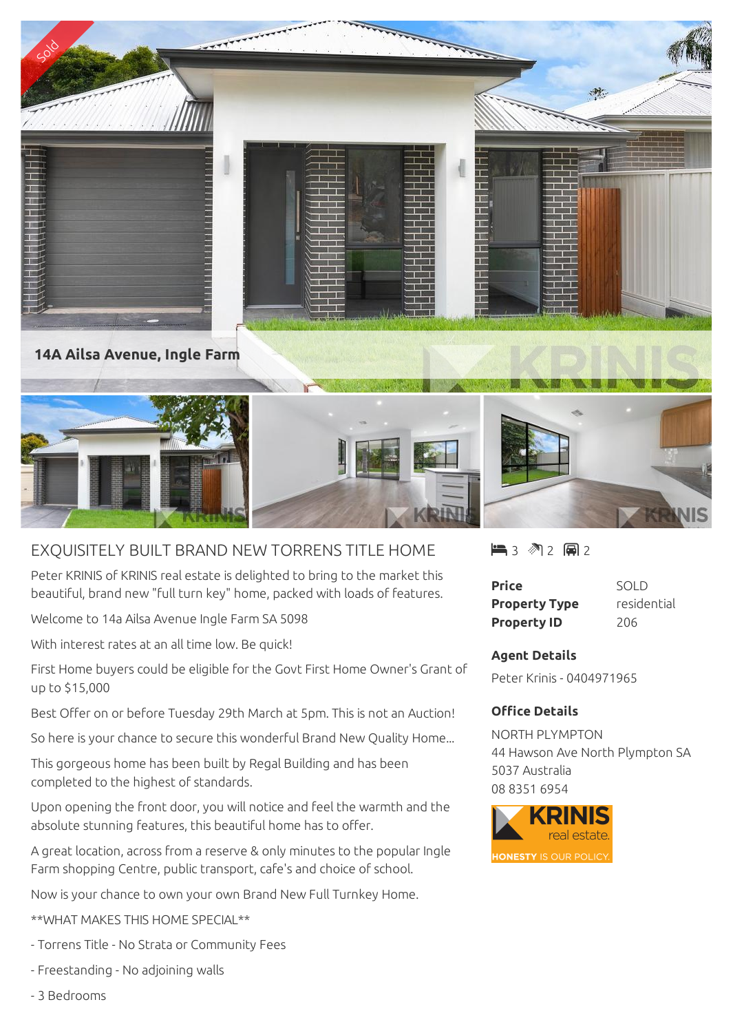14A Ailsa Avenue, Ingle Farm

# EXQUISITELY BUILT BRAND NEW TORRENS TITLE HOME

Peter KRINIS of KRINIS real estate is delighted to bring to the market this beautiful, brand new "full turn key" home, packed with loads of features.

Welcome to 14a Ailsa Avenue Ingle Farm SA 5098

With interest rates at an all time low. Be quick!

First Home buyers could be eligible for the Govt First Home Owner's Grant of up to $15,000

Best Offer on or before Tuesday 29th March at 5pm. This is not an Auction!

So here is your chance to secure this wonderful Brand New Quality Home...

This gorgeous home has been built by Regal Building and has been completed to the highest of standards.

Upon opening the front door, you will notice and feel the warmth and the absolute stunning features, this beautiful home has to offer.

A great location, across from a reserve & only minutes to the popular Ingle Farm shopping Centre, public transport, cafe's and choice of school.

Now is your chance to own your own Brand New Full Turnkey Home.

**WHAT MAKES THIS HOME SPECIAL**

- Torrens Title - No Strata or Community Fees
- Freestanding - No adjoining walls
- 3 Bedrooms

3 | 2 | 2

| | |
|---|---|
| **Price** | SOLD |
| **Property Type** | residential |
| **Property ID** | 206 |

**Agent Details**

Peter Krinis - 0404971965

**Office Details**

NORTH PLYMPTON
44 Hawson Ave North Plympton SA 5037 Australia
08 8351 6954

KRINIS real estate
HONESTY IS OUR POLICY.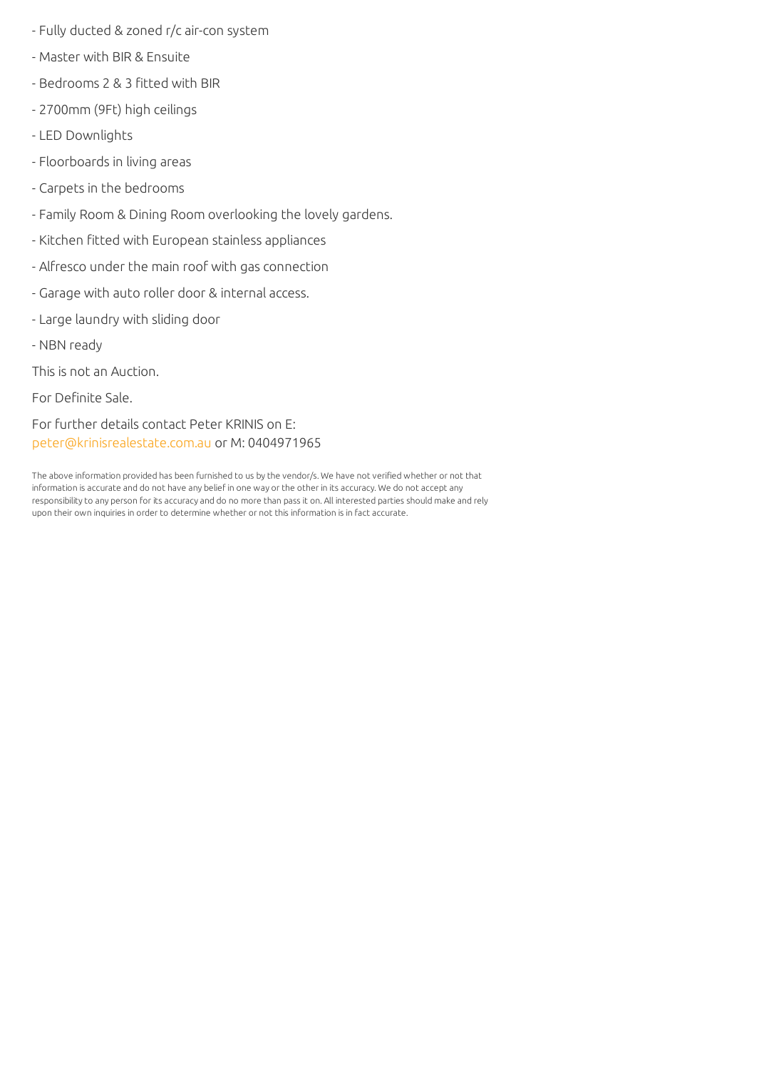- Fully ducted & zoned r/c air-con system
- Master with BIR & Ensuite
- Bedrooms 2 & 3 fitted with BIR
- 2700mm (9Ft) high ceilings
- LED Downlights
- Floorboards in living areas
- Carpets in the bedrooms
- Family Room & Dining Room overlooking the lovely gardens.
- Kitchen fitted with European stainless appliances
- Alfresco under the main roof with gas connection
- Garage with auto roller door & internal access.
- Large laundry with sliding door
- NBN ready

This is not an Auction.

For Definite Sale.

For further details contact Peter KRINIS on E: peter@krinisrealestate.com.au or M: 0404971965

The above information provided has been furnished to us by the vendor/s. We have not verified whether or not that information is accurate and do not have any belief in one way or the other in its accuracy. We do not accept any responsibility to any person for its accuracy and do no more than pass it on. All interested parties should make and rely upon their own inquiries in order to determine whether or not this information is in fact accurate.